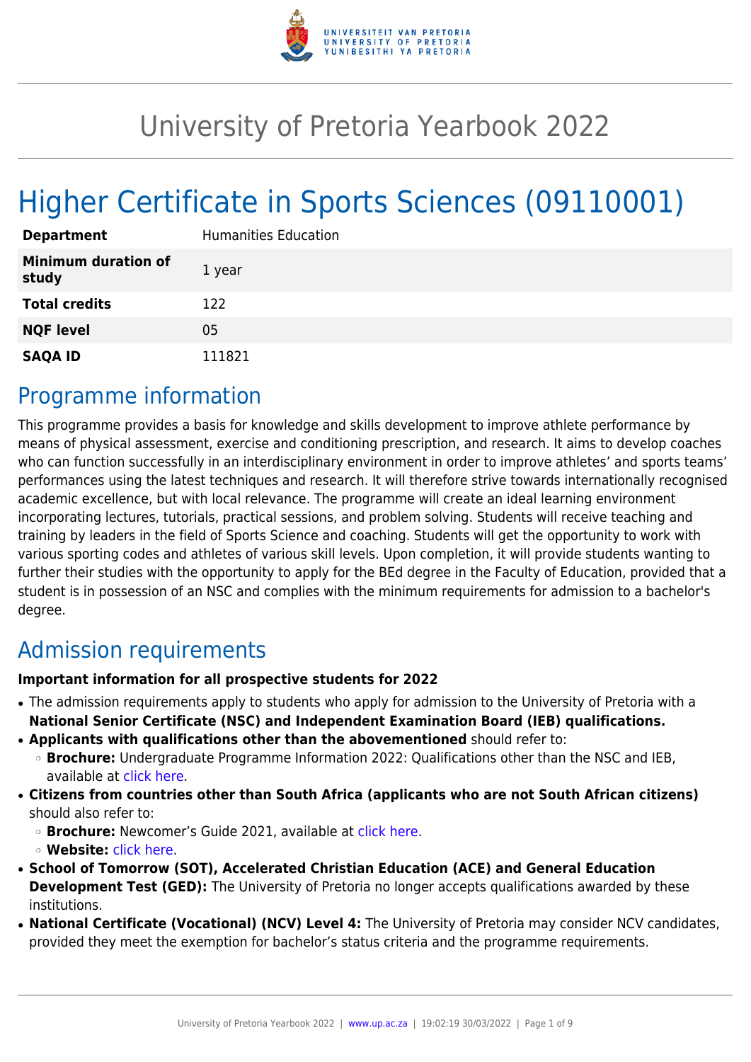# University of Pretoria Yearbook 2022

# Higher Certificate in Sports Sciences (09110001)

| | |
|---|---|
| **Department** | Humanities Education |
| **Minimum duration of study** | 1 year |
| **Total credits** | 122 |
| **NQF level** | 05 |
| **SAQA ID** | 111821 |

## Programme information

This programme provides a basis for knowledge and skills development to improve athlete performance by means of physical assessment, exercise and conditioning prescription, and research. It aims to develop coaches who can function successfully in an interdisciplinary environment in order to improve athletes' and sports teams' performances using the latest techniques and research. It will therefore strive towards internationally recognised academic excellence, but with local relevance. The programme will create an ideal learning environment incorporating lectures, tutorials, practical sessions, and problem solving. Students will receive teaching and training by leaders in the field of Sports Science and coaching. Students will get the opportunity to work with various sporting codes and athletes of various skill levels. Upon completion, it will provide students wanting to further their studies with the opportunity to apply for the BEd degree in the Faculty of Education, provided that a student is in possession of an NSC and complies with the minimum requirements for admission to a bachelor's degree.

## Admission requirements

**Important information for all prospective students for 2022**

- The admission requirements apply to students who apply for admission to the University of Pretoria with a **National Senior Certificate (NSC) and Independent Examination Board (IEB) qualifications.**
- **Applicants with qualifications other than the abovementioned** should refer to:
  - **Brochure:** Undergraduate Programme Information 2022: Qualifications other than the NSC and IEB, available at click here.
- **Citizens from countries other than South Africa (applicants who are not South African citizens)** should also refer to:
  - **Brochure:** Newcomer's Guide 2021, available at click here.
  - **Website:** click here.
- **School of Tomorrow (SOT), Accelerated Christian Education (ACE) and General Education Development Test (GED):** The University of Pretoria no longer accepts qualifications awarded by these institutions.
- **National Certificate (Vocational) (NCV) Level 4:** The University of Pretoria may consider NCV candidates, provided they meet the exemption for bachelor's status criteria and the programme requirements.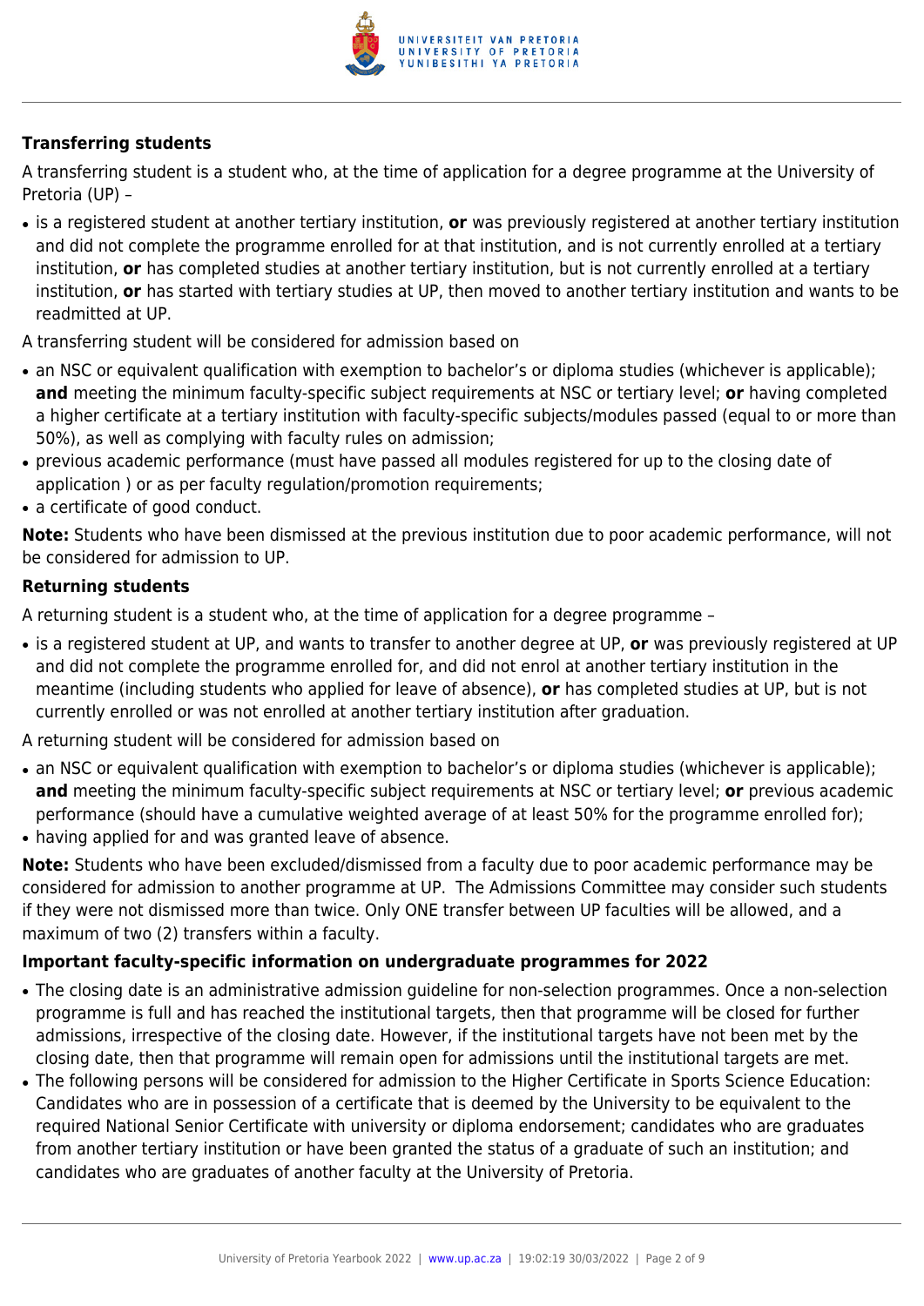### Transferring students

A transferring student is a student who, at the time of application for a degree programme at the University of Pretoria (UP) –

- is a registered student at another tertiary institution, **or** was previously registered at another tertiary institution and did not complete the programme enrolled for at that institution, and is not currently enrolled at a tertiary institution, **or** has completed studies at another tertiary institution, but is not currently enrolled at a tertiary institution, **or** has started with tertiary studies at UP, then moved to another tertiary institution and wants to be readmitted at UP.

A transferring student will be considered for admission based on

- an NSC or equivalent qualification with exemption to bachelor's or diploma studies (whichever is applicable); **and** meeting the minimum faculty-specific subject requirements at NSC or tertiary level; **or** having completed a higher certificate at a tertiary institution with faculty-specific subjects/modules passed (equal to or more than 50%), as well as complying with faculty rules on admission;
- previous academic performance (must have passed all modules registered for up to the closing date of application ) or as per faculty regulation/promotion requirements;
- a certificate of good conduct.

**Note:** Students who have been dismissed at the previous institution due to poor academic performance, will not be considered for admission to UP.

### Returning students

A returning student is a student who, at the time of application for a degree programme –

- is a registered student at UP, and wants to transfer to another degree at UP, **or** was previously registered at UP and did not complete the programme enrolled for, and did not enrol at another tertiary institution in the meantime (including students who applied for leave of absence), **or** has completed studies at UP, but is not currently enrolled or was not enrolled at another tertiary institution after graduation.

A returning student will be considered for admission based on

- an NSC or equivalent qualification with exemption to bachelor's or diploma studies (whichever is applicable); **and** meeting the minimum faculty-specific subject requirements at NSC or tertiary level; **or** previous academic performance (should have a cumulative weighted average of at least 50% for the programme enrolled for);
- having applied for and was granted leave of absence.

**Note:** Students who have been excluded/dismissed from a faculty due to poor academic performance may be considered for admission to another programme at UP. The Admissions Committee may consider such students if they were not dismissed more than twice. Only ONE transfer between UP faculties will be allowed, and a maximum of two (2) transfers within a faculty.

### Important faculty-specific information on undergraduate programmes for 2022

- The closing date is an administrative admission guideline for non-selection programmes. Once a non-selection programme is full and has reached the institutional targets, then that programme will be closed for further admissions, irrespective of the closing date. However, if the institutional targets have not been met by the closing date, then that programme will remain open for admissions until the institutional targets are met.
- The following persons will be considered for admission to the Higher Certificate in Sports Science Education: Candidates who are in possession of a certificate that is deemed by the University to be equivalent to the required National Senior Certificate with university or diploma endorsement; candidates who are graduates from another tertiary institution or have been granted the status of a graduate of such an institution; and candidates who are graduates of another faculty at the University of Pretoria.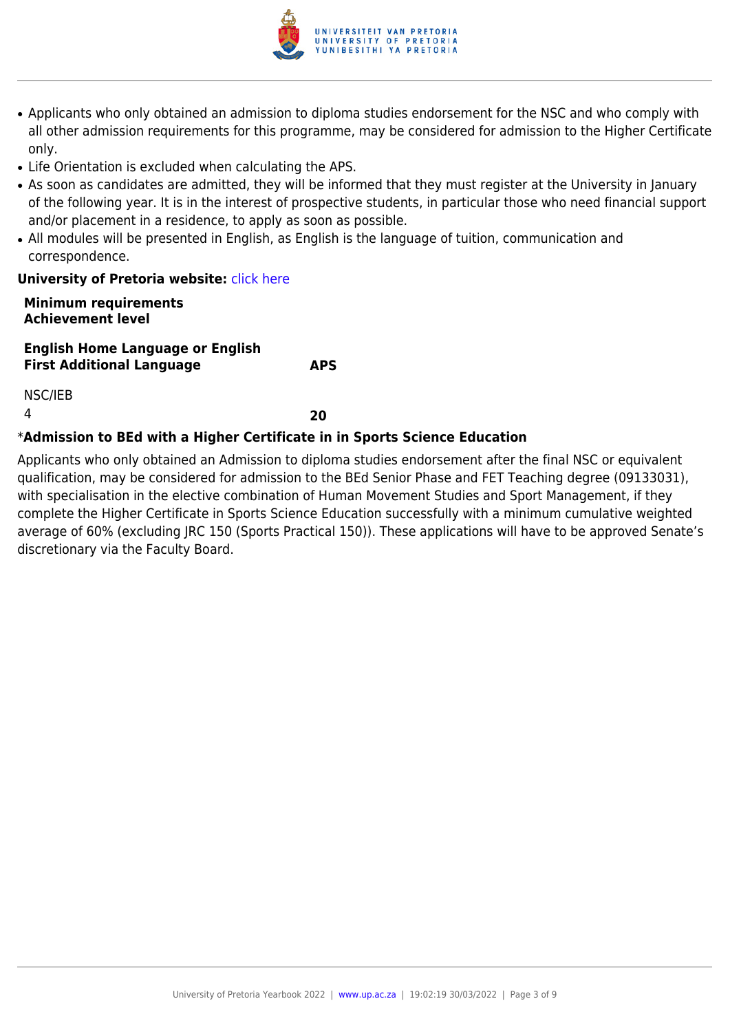- Applicants who only obtained an admission to diploma studies endorsement for the NSC and who comply with all other admission requirements for this programme, may be considered for admission to the Higher Certificate only.
- Life Orientation is excluded when calculating the APS.
- As soon as candidates are admitted, they will be informed that they must register at the University in January of the following year. It is in the interest of prospective students, in particular those who need financial support and/or placement in a residence, to apply as soon as possible.
- All modules will be presented in English, as English is the language of tuition, communication and correspondence.

**University of Pretoria website:** click here

| **Minimum requirements**<br>**Achievement level** | |
|---|---|
| **English Home Language or English First Additional Language** | **APS** |
| NSC/IEB<br>4 | **20** |

*__Admission to BEd with a Higher Certificate in in Sports Science Education__

Applicants who only obtained an Admission to diploma studies endorsement after the final NSC or equivalent qualification, may be considered for admission to the BEd Senior Phase and FET Teaching degree (09133031), with specialisation in the elective combination of Human Movement Studies and Sport Management, if they complete the Higher Certificate in Sports Science Education successfully with a minimum cumulative weighted average of 60% (excluding JRC 150 (Sports Practical 150)). These applications will have to be approved Senate's discretionary via the Faculty Board.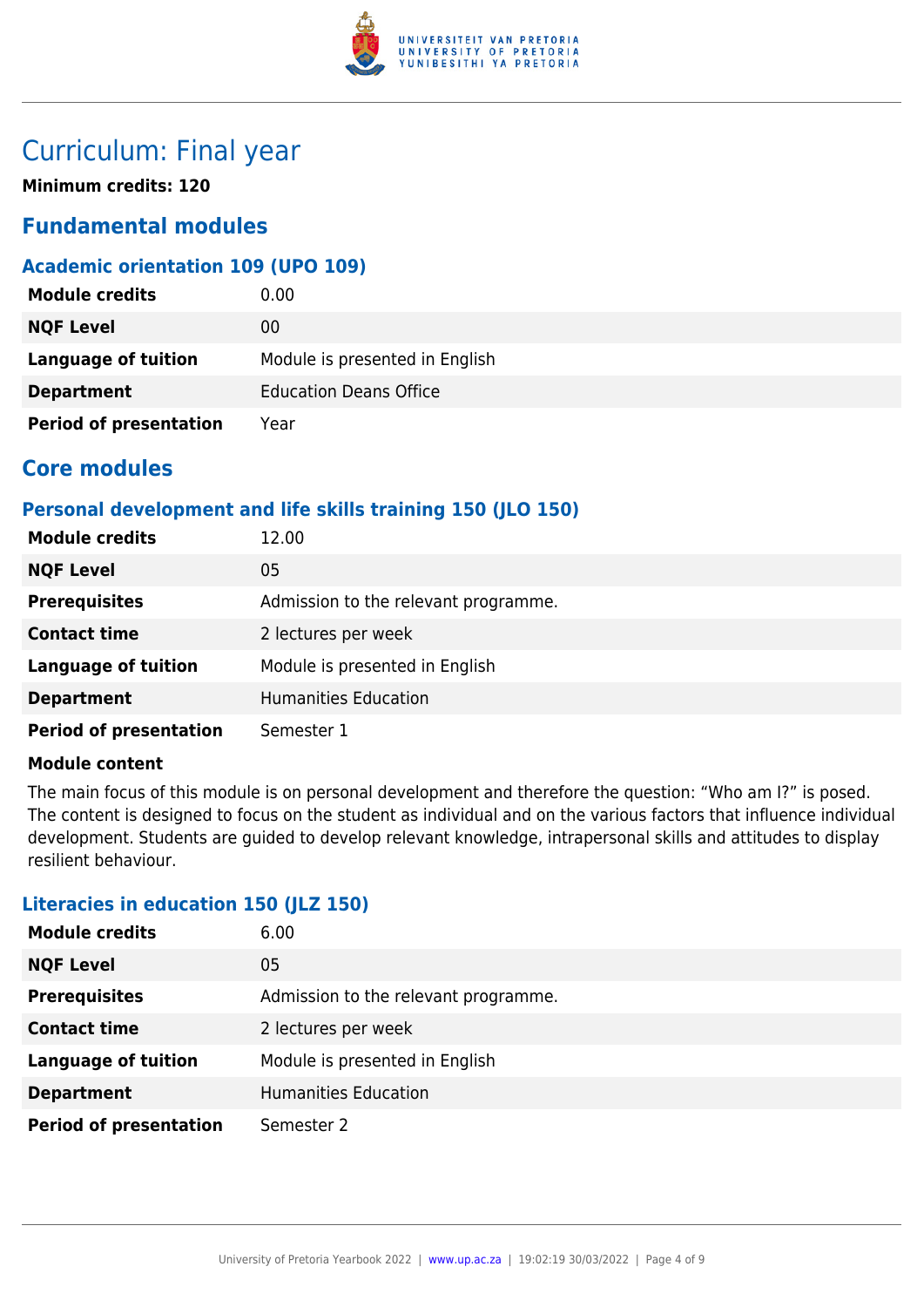# Curriculum: Final year

**Minimum credits: 120**

## Fundamental modules

### Academic orientation 109 (UPO 109)

| | |
|---|---|
| **Module credits** | 0.00 |
| **NQF Level** | 00 |
| **Language of tuition** | Module is presented in English |
| **Department** | Education Deans Office |
| **Period of presentation** | Year |

## Core modules

### Personal development and life skills training 150 (JLO 150)

| | |
|---|---|
| **Module credits** | 12.00 |
| **NQF Level** | 05 |
| **Prerequisites** | Admission to the relevant programme. |
| **Contact time** | 2 lectures per week |
| **Language of tuition** | Module is presented in English |
| **Department** | Humanities Education |
| **Period of presentation** | Semester 1 |

**Module content**

The main focus of this module is on personal development and therefore the question: “Who am I?” is posed. The content is designed to focus on the student as individual and on the various factors that influence individual development. Students are guided to develop relevant knowledge, intrapersonal skills and attitudes to display resilient behaviour.

### Literacies in education 150 (JLZ 150)

| | |
|---|---|
| **Module credits** | 6.00 |
| **NQF Level** | 05 |
| **Prerequisites** | Admission to the relevant programme. |
| **Contact time** | 2 lectures per week |
| **Language of tuition** | Module is presented in English |
| **Department** | Humanities Education |
| **Period of presentation** | Semester 2 |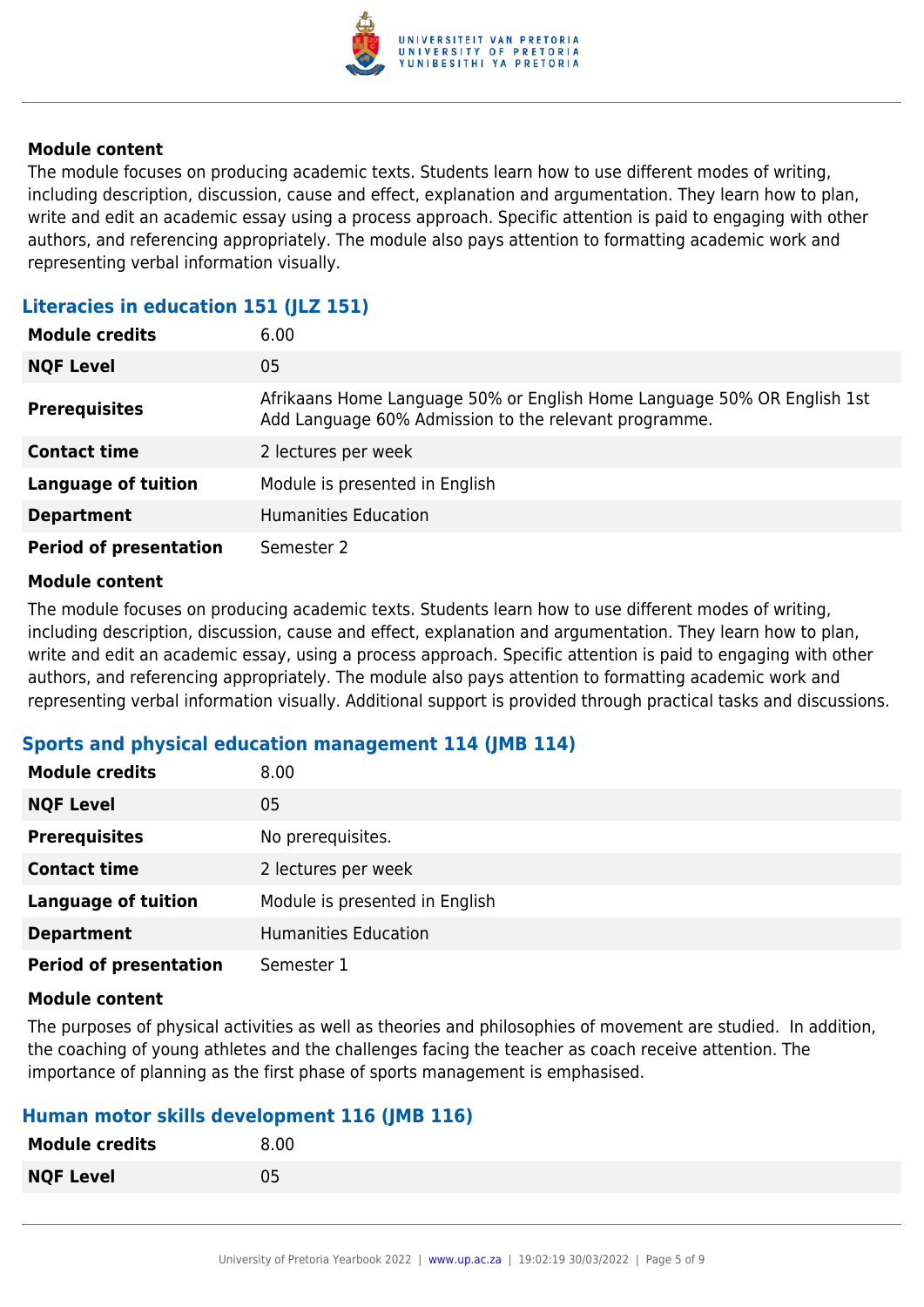#### Module content

The module focuses on producing academic texts. Students learn how to use different modes of writing, including description, discussion, cause and effect, explanation and argumentation. They learn how to plan, write and edit an academic essay using a process approach. Specific attention is paid to engaging with other authors, and referencing appropriately. The module also pays attention to formatting academic work and representing verbal information visually.

### Literacies in education 151 (JLZ 151)

| | |
|---|---|
| **Module credits** | 6.00 |
| **NQF Level** | 05 |
| **Prerequisites** | Afrikaans Home Language 50% or English Home Language 50% OR English 1st Add Language 60% Admission to the relevant programme. |
| **Contact time** | 2 lectures per week |
| **Language of tuition** | Module is presented in English |
| **Department** | Humanities Education |
| **Period of presentation** | Semester 2 |

#### Module content

The module focuses on producing academic texts. Students learn how to use different modes of writing, including description, discussion, cause and effect, explanation and argumentation. They learn how to plan, write and edit an academic essay, using a process approach. Specific attention is paid to engaging with other authors, and referencing appropriately. The module also pays attention to formatting academic work and representing verbal information visually. Additional support is provided through practical tasks and discussions.

### Sports and physical education management 114 (JMB 114)

| | |
|---|---|
| **Module credits** | 8.00 |
| **NQF Level** | 05 |
| **Prerequisites** | No prerequisites. |
| **Contact time** | 2 lectures per week |
| **Language of tuition** | Module is presented in English |
| **Department** | Humanities Education |
| **Period of presentation** | Semester 1 |

#### Module content

The purposes of physical activities as well as theories and philosophies of movement are studied. In addition, the coaching of young athletes and the challenges facing the teacher as coach receive attention. The importance of planning as the first phase of sports management is emphasised.

### Human motor skills development 116 (JMB 116)

| | |
|---|---|
| **Module credits** | 8.00 |
| **NQF Level** | 05 |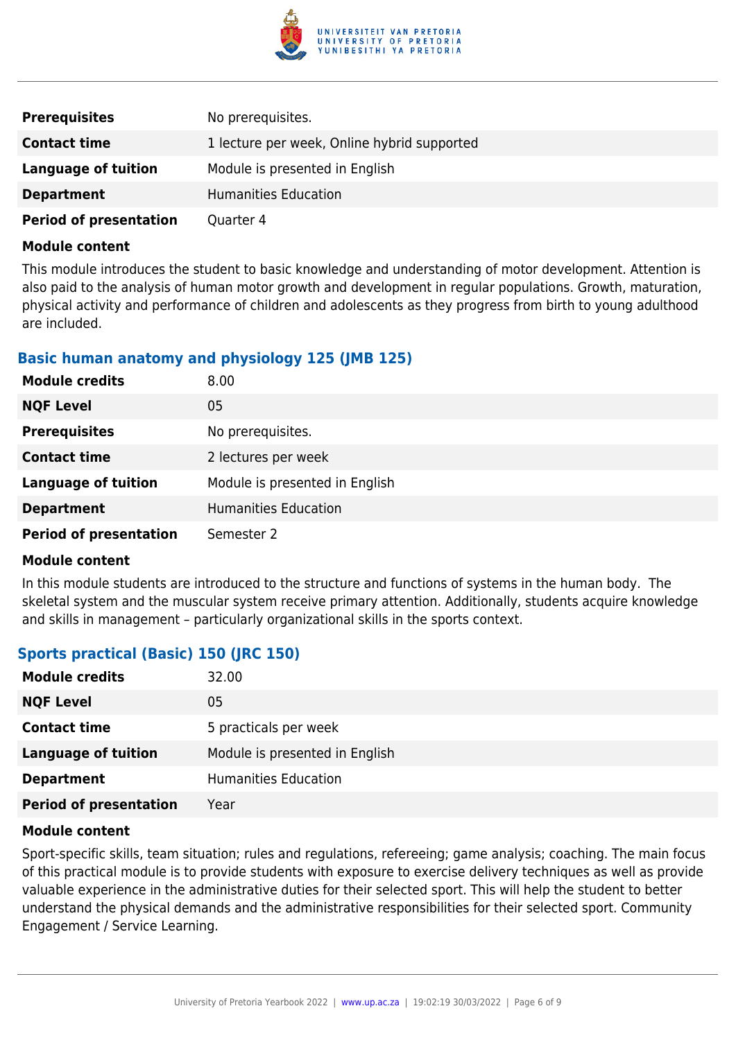| | |
|---|---|
| **Prerequisites** | No prerequisites. |
| **Contact time** | 1 lecture per week, Online hybrid supported |
| **Language of tuition** | Module is presented in English |
| **Department** | Humanities Education |
| **Period of presentation** | Quarter 4 |

**Module content**

This module introduces the student to basic knowledge and understanding of motor development. Attention is also paid to the analysis of human motor growth and development in regular populations. Growth, maturation, physical activity and performance of children and adolescents as they progress from birth to young adulthood are included.

### Basic human anatomy and physiology 125 (JMB 125)

| | |
|---|---|
| **Module credits** | 8.00 |
| **NQF Level** | 05 |
| **Prerequisites** | No prerequisites. |
| **Contact time** | 2 lectures per week |
| **Language of tuition** | Module is presented in English |
| **Department** | Humanities Education |
| **Period of presentation** | Semester 2 |

**Module content**

In this module students are introduced to the structure and functions of systems in the human body. The skeletal system and the muscular system receive primary attention. Additionally, students acquire knowledge and skills in management – particularly organizational skills in the sports context.

### Sports practical (Basic) 150 (JRC 150)

| | |
|---|---|
| **Module credits** | 32.00 |
| **NQF Level** | 05 |
| **Contact time** | 5 practicals per week |
| **Language of tuition** | Module is presented in English |
| **Department** | Humanities Education |
| **Period of presentation** | Year |

**Module content**

Sport-specific skills, team situation; rules and regulations, refereeing; game analysis; coaching. The main focus of this practical module is to provide students with exposure to exercise delivery techniques as well as provide valuable experience in the administrative duties for their selected sport. This will help the student to better understand the physical demands and the administrative responsibilities for their selected sport. Community Engagement / Service Learning.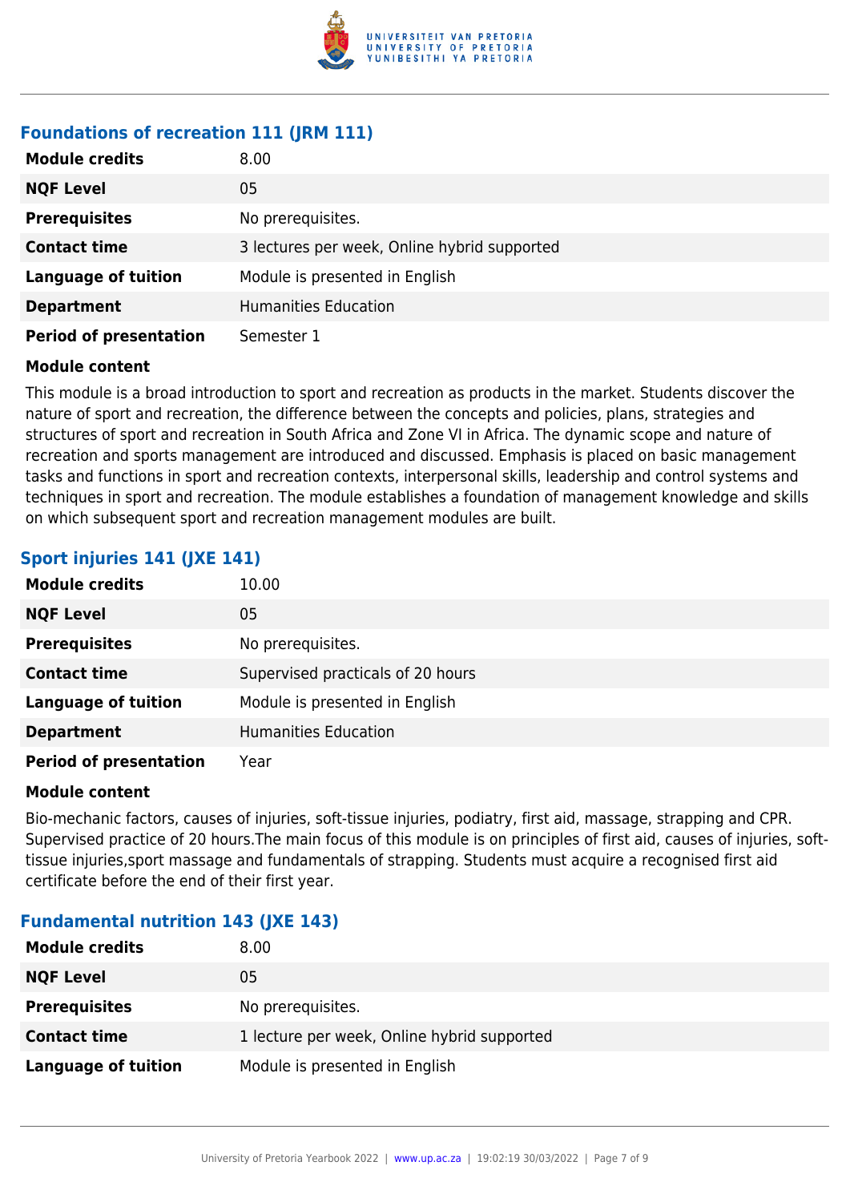### Foundations of recreation 111 (JRM 111)

| | |
|---|---|
| **Module credits** | 8.00 |
| **NQF Level** | 05 |
| **Prerequisites** | No prerequisites. |
| **Contact time** | 3 lectures per week, Online hybrid supported |
| **Language of tuition** | Module is presented in English |
| **Department** | Humanities Education |
| **Period of presentation** | Semester 1 |

**Module content**

This module is a broad introduction to sport and recreation as products in the market. Students discover the nature of sport and recreation, the difference between the concepts and policies, plans, strategies and structures of sport and recreation in South Africa and Zone VI in Africa. The dynamic scope and nature of recreation and sports management are introduced and discussed. Emphasis is placed on basic management tasks and functions in sport and recreation contexts, interpersonal skills, leadership and control systems and techniques in sport and recreation. The module establishes a foundation of management knowledge and skills on which subsequent sport and recreation management modules are built.

### Sport injuries 141 (JXE 141)

| | |
|---|---|
| **Module credits** | 10.00 |
| **NQF Level** | 05 |
| **Prerequisites** | No prerequisites. |
| **Contact time** | Supervised practicals of 20 hours |
| **Language of tuition** | Module is presented in English |
| **Department** | Humanities Education |
| **Period of presentation** | Year |

**Module content**

Bio-mechanic factors, causes of injuries, soft-tissue injuries, podiatry, first aid, massage, strapping and CPR. Supervised practice of 20 hours.The main focus of this module is on principles of first aid, causes of injuries, soft-tissue injuries,sport massage and fundamentals of strapping. Students must acquire a recognised first aid certificate before the end of their first year.

### Fundamental nutrition 143 (JXE 143)

| | |
|---|---|
| **Module credits** | 8.00 |
| **NQF Level** | 05 |
| **Prerequisites** | No prerequisites. |
| **Contact time** | 1 lecture per week, Online hybrid supported |
| **Language of tuition** | Module is presented in English |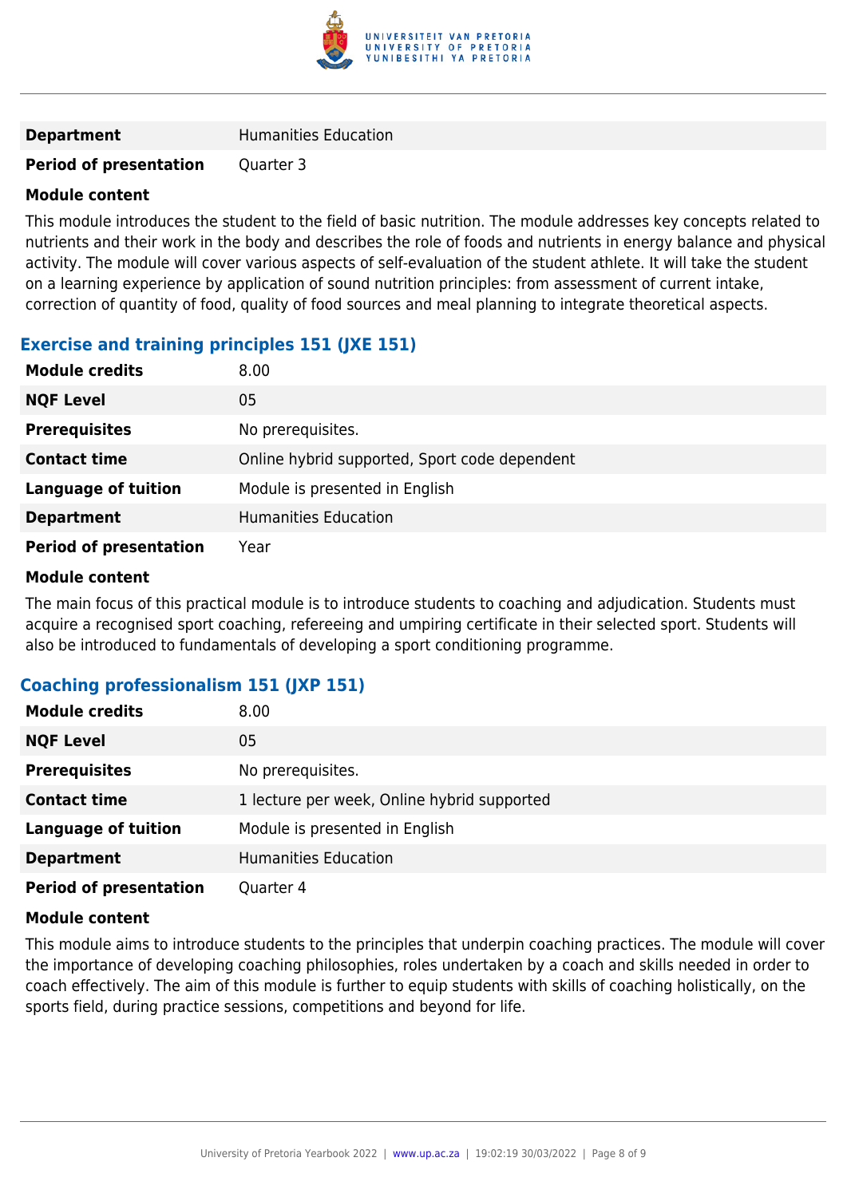| | |
|---|---|
| **Department** | Humanities Education |
| **Period of presentation** | Quarter 3 |

**Module content**

This module introduces the student to the field of basic nutrition. The module addresses key concepts related to nutrients and their work in the body and describes the role of foods and nutrients in energy balance and physical activity. The module will cover various aspects of self-evaluation of the student athlete. It will take the student on a learning experience by application of sound nutrition principles: from assessment of current intake, correction of quantity of food, quality of food sources and meal planning to integrate theoretical aspects.

### Exercise and training principles 151 (JXE 151)

| | |
|---|---|
| **Module credits** | 8.00 |
| **NQF Level** | 05 |
| **Prerequisites** | No prerequisites. |
| **Contact time** | Online hybrid supported, Sport code dependent |
| **Language of tuition** | Module is presented in English |
| **Department** | Humanities Education |
| **Period of presentation** | Year |

**Module content**

The main focus of this practical module is to introduce students to coaching and adjudication. Students must acquire a recognised sport coaching, refereeing and umpiring certificate in their selected sport. Students will also be introduced to fundamentals of developing a sport conditioning programme.

### Coaching professionalism 151 (JXP 151)

| | |
|---|---|
| **Module credits** | 8.00 |
| **NQF Level** | 05 |
| **Prerequisites** | No prerequisites. |
| **Contact time** | 1 lecture per week, Online hybrid supported |
| **Language of tuition** | Module is presented in English |
| **Department** | Humanities Education |
| **Period of presentation** | Quarter 4 |

**Module content**

This module aims to introduce students to the principles that underpin coaching practices. The module will cover the importance of developing coaching philosophies, roles undertaken by a coach and skills needed in order to coach effectively. The aim of this module is further to equip students with skills of coaching holistically, on the sports field, during practice sessions, competitions and beyond for life.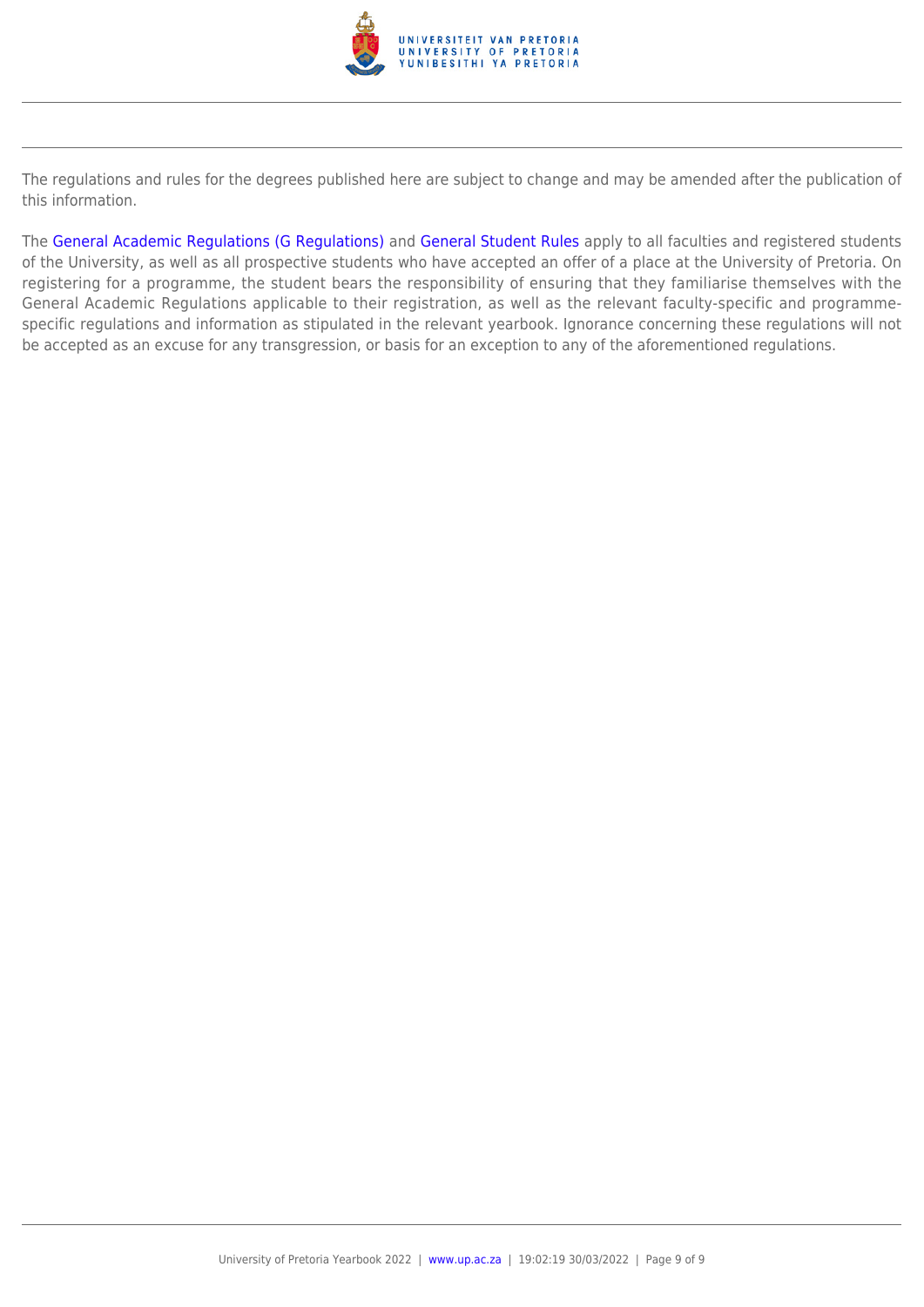The regulations and rules for the degrees published here are subject to change and may be amended after the publication of this information.

The General Academic Regulations (G Regulations) and General Student Rules apply to all faculties and registered students of the University, as well as all prospective students who have accepted an offer of a place at the University of Pretoria. On registering for a programme, the student bears the responsibility of ensuring that they familiarise themselves with the General Academic Regulations applicable to their registration, as well as the relevant faculty-specific and programme-specific regulations and information as stipulated in the relevant yearbook. Ignorance concerning these regulations will not be accepted as an excuse for any transgression, or basis for an exception to any of the aforementioned regulations.